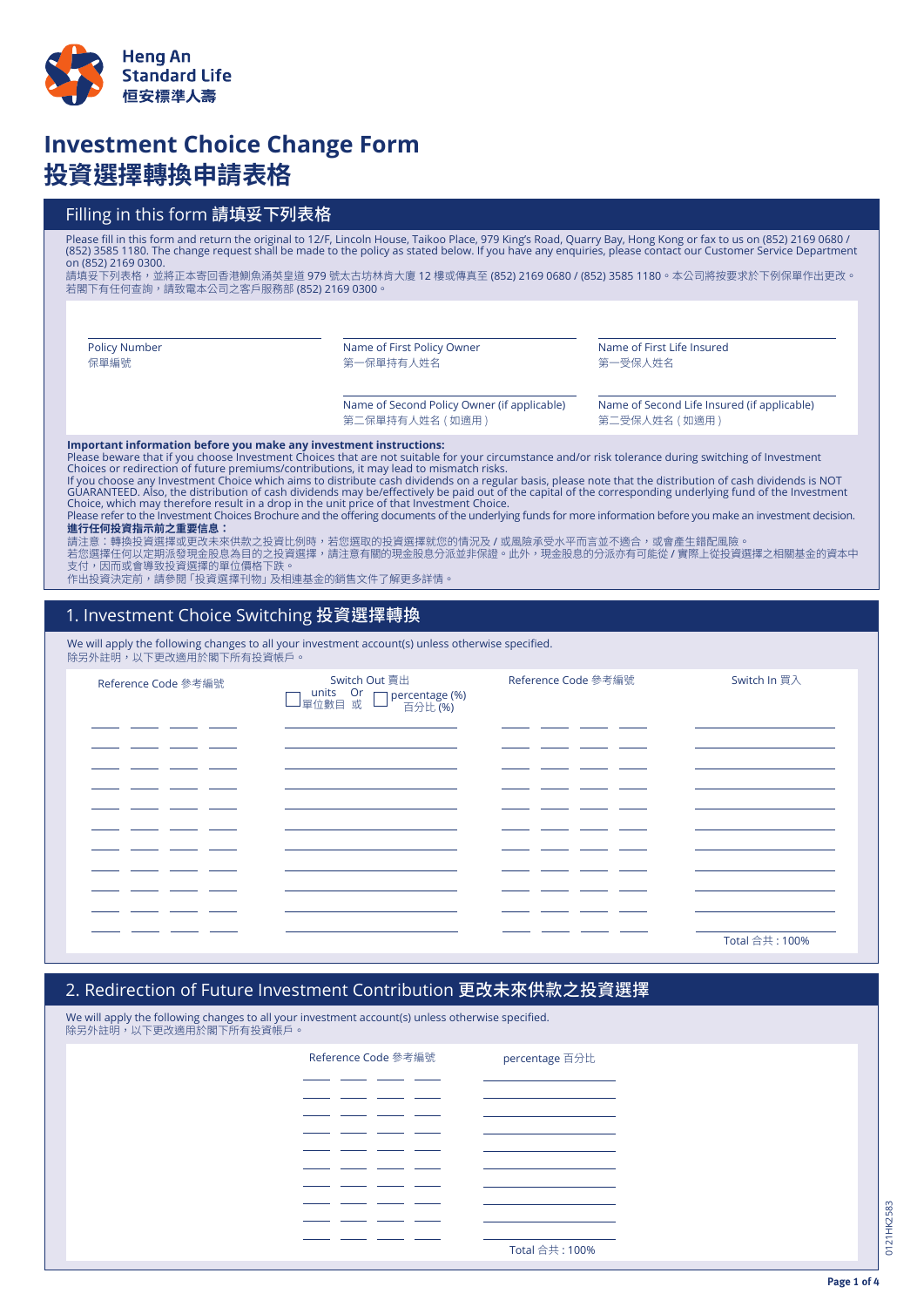Heng An Standard Life
恒安標準人壽

# Investment Choice Change Form
# 投資選擇轉換申請表格

## Filling in this form 請填妥下列表格

Please fill in this form and return the original to 12/F, Lincoln House, Taikoo Place, 979 King's Road, Quarry Bay, Hong Kong or fax to us on (852) 2169 0680 / (852) 3585 1180. The change request shall be made to the policy as stated below. If you have any enquiries, please contact our Customer Service Department on (852) 2169 0300.
請填妥下列表格，並將正本寄回香港鰂魚涌英皇道 979 號太古坊林肯大廈 12 樓或傳真至 (852) 2169 0680 / (852) 3585 1180。本公司將按要求於下例保單作出更改。若閣下有任何查詢，請致電本公司之客戶服務部 (852) 2169 0300。

| Policy Number 保單編號 | Name of First Policy Owner 第一保單持有人姓名 | Name of First Life Insured 第一受保人姓名 |
|---|---|---|
| | Name of Second Policy Owner (if applicable) 第二保單持有人姓名（如適用） | Name of Second Life Insured (if applicable) 第二受保人姓名（如適用） |

**Important information before you make any investment instructions:**
Please beware that if you choose Investment Choices that are not suitable for your circumstance and/or risk tolerance during switching of Investment Choices or redirection of future premiums/contributions, it may lead to mismatch risks.
If you choose any Investment Choice which aims to distribute cash dividends on a regular basis, please note that the distribution of cash dividends is NOT GUARANTEED. Also, the distribution of cash dividends may be/effectively be paid out of the capital of the corresponding underlying fund of the Investment Choice, which may therefore result in a drop in the unit price of that Investment Choice.
Please refer to the Investment Choices Brochure and the offering documents of the underlying funds for more information before you make an investment decision.
**進行任何投資指示前之重要信息：**
請注意：轉換投資選擇或更改未來供款之投資比例時，若您選取的投資選擇就您的情況及 / 或風險承受水平而言並不適合，或會產生錯配風險。
若您選擇任何以定期派發現金股息為目的之投資選擇，請注意有關的現金股息分派並非保證。此外，現金股息的分派亦有可能從 / 實際上從投資選擇之相關基金的資本中支付，因而或會導致投資選擇的單位價格下跌。
作出投資決定前，請參閱「投資選擇刊物」及相連基金的銷售文件了解更多詳情。

## 1. Investment Choice Switching 投資選擇轉換

We will apply the following changes to all your investment account(s) unless otherwise specified.
除另外註明，以下更改適用於閣下所有投資帳戶。

| Reference Code 參考編號 | Switch Out 賣出<br>☐ units 單位數目 Or 或 ☐ percentage (%) 百分比 (%) | Reference Code 參考編號 | Switch In 買入 |
|---|---|---|---|
| ___ ___ ___ ___ | | ___ ___ ___ ___ | |
| ___ ___ ___ ___ | | ___ ___ ___ ___ | |
| ___ ___ ___ ___ | | ___ ___ ___ ___ | |
| ___ ___ ___ ___ | | ___ ___ ___ ___ | |
| ___ ___ ___ ___ | | ___ ___ ___ ___ | |
| ___ ___ ___ ___ | | ___ ___ ___ ___ | |
| ___ ___ ___ ___ | | ___ ___ ___ ___ | |
| ___ ___ ___ ___ | | ___ ___ ___ ___ | |
| ___ ___ ___ ___ | | ___ ___ ___ ___ | |
| ___ ___ ___ ___ | | ___ ___ ___ ___ | |
| ___ ___ ___ ___ | | ___ ___ ___ ___ | |
| | | | Total 合共 : 100% |

## 2. Redirection of Future Investment Contribution 更改未來供款之投資選擇

We will apply the following changes to all your investment account(s) unless otherwise specified.
除另外註明，以下更改適用於閣下所有投資帳戶。

| Reference Code 參考編號 | percentage 百分比 |
|---|---|
| ___ ___ ___ ___ | |
| ___ ___ ___ ___ | |
| ___ ___ ___ ___ | |
| ___ ___ ___ ___ | |
| ___ ___ ___ ___ | |
| ___ ___ ___ ___ | |
| ___ ___ ___ ___ | |
| ___ ___ ___ ___ | |
| ___ ___ ___ ___ | |
| ___ ___ ___ ___ | |
| | Total 合共 : 100% |

0121HK2583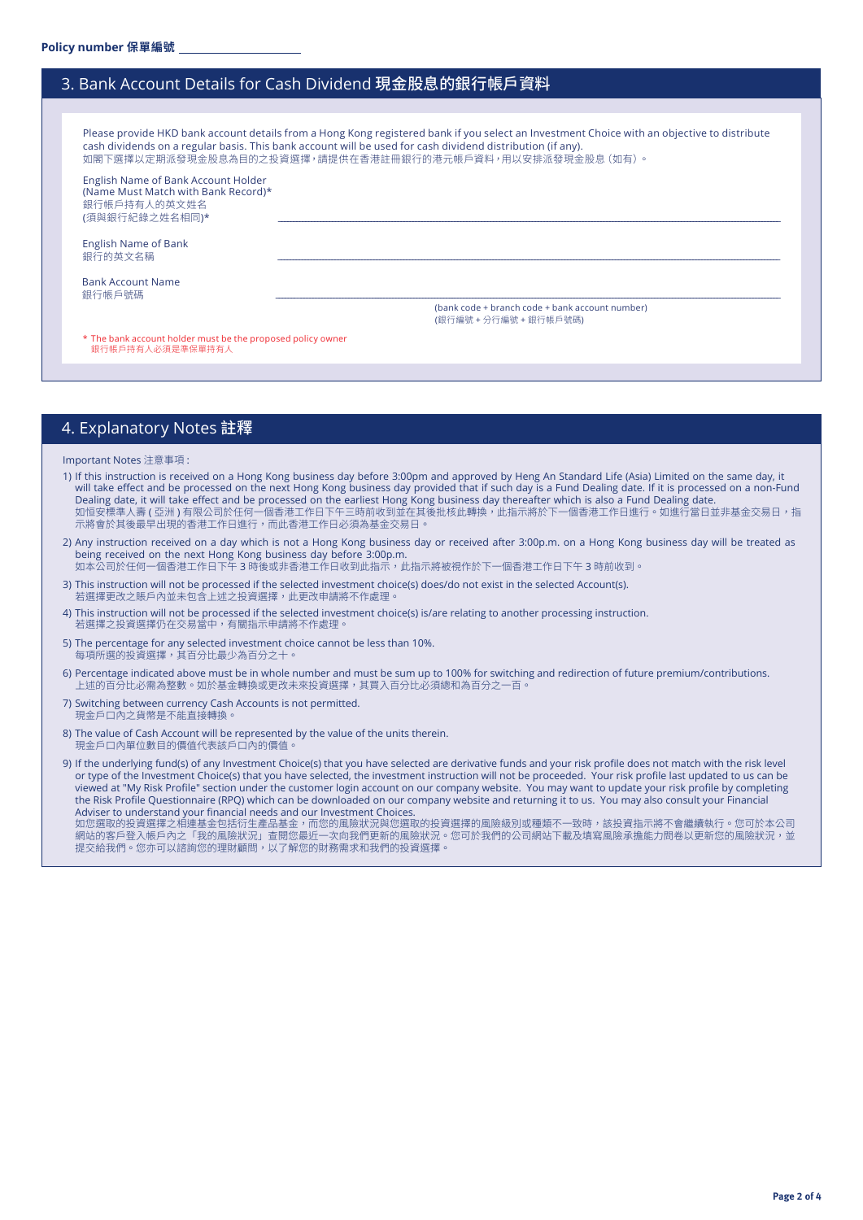Policy number 保單編號 ____________________

## 3. Bank Account Details for Cash Dividend 現金股息的銀行帳戶資料

Please provide HKD bank account details from a Hong Kong registered bank if you select an Investment Choice with an objective to distribute cash dividends on a regular basis. This bank account will be used for cash dividend distribution (if any).
如閣下選擇以定期派發現金股息為目的之投資選擇，請提供在香港註冊銀行的港元帳戶資料，用以安排派發現金股息（如有）。

English Name of Bank Account Holder (Name Must Match with Bank Record)*
銀行帳戶持有人的英文姓名
(須與銀行紀錄之姓名相同)* ____________________

English Name of Bank
銀行的英文名稱 ____________________

Bank Account Name
銀行帳戶號碼 ____________________
(bank code + branch code + bank account number)
(銀行編號 + 分行編號 + 銀行帳戶號碼)

* The bank account holder must be the proposed policy owner
銀行帳戶持有人必須是準保單持有人

## 4. Explanatory Notes 註釋

Important Notes 注意事項 :

1) If this instruction is received on a Hong Kong business day before 3:00pm and approved by Heng An Standard Life (Asia) Limited on the same day, it will take effect and be processed on the next Hong Kong business day provided that if such day is a Fund Dealing date. If it is processed on a non-Fund Dealing date, it will take effect and be processed on the earliest Hong Kong business day thereafter which is also a Fund Dealing date.
如恒安標準人壽 ( 亞洲 ) 有限公司於任何一個香港工作日下午三時前收到並在其後批核此轉換，此指示將於下一個香港工作日進行。如進行當日並非基金交易日，指示將會於其後最早出現的香港工作日進行，而此香港工作日必須為基金交易日。
2) Any instruction received on a day which is not a Hong Kong business day or received after 3:00p.m. on a Hong Kong business day will be treated as being received on the next Hong Kong business day before 3:00p.m.
如本公司於任何一個香港工作日下午 3 時後或非香港工作日收到此指示，此指示將被視作於下一個香港工作日下午 3 時前收到。
3) This instruction will not be processed if the selected investment choice(s) does/do not exist in the selected Account(s).
若選擇更改之賬戶內並未包含上述之投資選擇，此更改申請將不作處理。
4) This instruction will not be processed if the selected investment choice(s) is/are relating to another processing instruction.
若選擇之投資選擇仍在交易當中，有關指示申請將不作處理。
5) The percentage for any selected investment choice cannot be less than 10%.
每項所選的投資選擇，其百分比最少為百分之十。
6) Percentage indicated above must be in whole number and must be sum up to 100% for switching and redirection of future premium/contributions.
上述的百分比必需為整數。如於基金轉換或更改未來投資選擇，其買入百分比必須總和為百分之一百。
7) Switching between currency Cash Accounts is not permitted.
現金戶口內之貨幣是不能直接轉換。
8) The value of Cash Account will be represented by the value of the units therein.
現金戶口內單位數目的價值代表該戶口內的價值。
9) If the underlying fund(s) of any Investment Choice(s) that you have selected are derivative funds and your risk profile does not match with the risk level or type of the Investment Choice(s) that you have selected, the investment instruction will not be proceeded. Your risk profile last updated to us can be viewed at "My Risk Profile" section under the customer login account on our company website. You may want to update your risk profile by completing the Risk Profile Questionnaire (RPQ) which can be downloaded on our company website and returning it to us. You may also consult your Financial Adviser to understand your financial needs and our Investment Choices.
如您選取的投資選擇之相連基金包括衍生產品基金，而您的風險狀況與您選取的投資選擇的風險級別或種類不一致時，該投資指示將不會繼續執行。您可於本公司網站的客戶登入帳戶內之「我的風險狀況」查閱您最近一次向我們更新的風險狀況。您可於我們的公司網站下載及填寫風險承擔能力問卷以更新您的風險狀況，並提交給我們。您亦可以諮詢您的理財顧問，以了解您的財務需求和我們的投資選擇。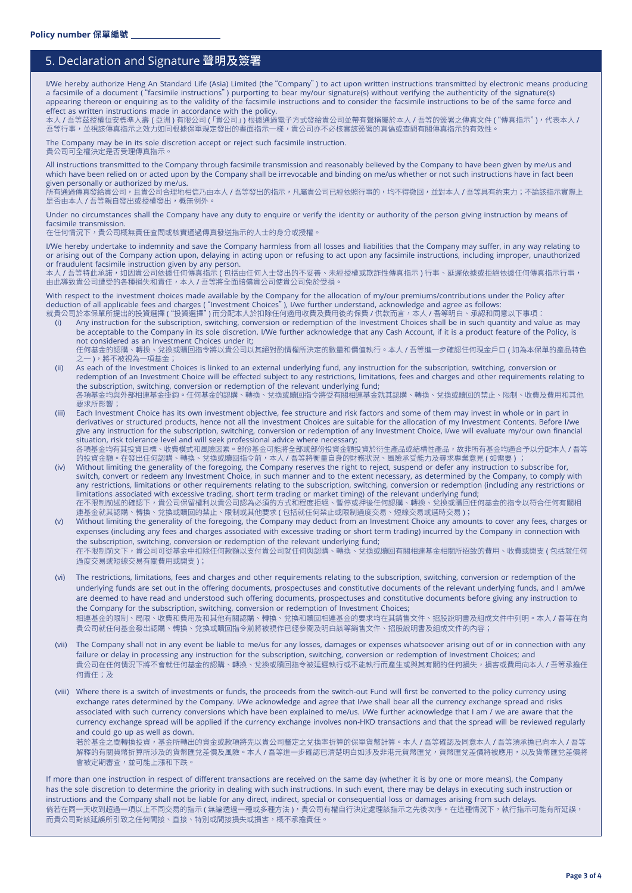**Policy number 保單編號** ____________________

## 5. Declaration and Signature 聲明及簽署

I/We hereby authorize Heng An Standard Life (Asia) Limited (the "Company") to act upon written instructions transmitted by electronic means producing a facsimile of a document ("facsimile instructions") purporting to bear my/our signature(s) without verifying the authenticity of the signature(s) appearing thereon or enquiring as to the validity of the facsimile instructions and to consider the facsimile instructions to be of the same force and effect as written instructions made in accordance with the policy.
本人 / 吾等茲授權恒安標準人壽 ( 亞洲 ) 有限公司 (「貴公司」) 根據通過電子方式發給貴公司並帶有聲稱屬於本人 / 吾等的簽署之傳真文件 ("傳真指示")，代表本人 / 吾等行事，並視該傳真指示之效力如同根據保單規定發出的書面指示一樣，貴公司亦不必核實該簽署的真偽或查問有關傳真指示的有效性。

The Company may be in its sole discretion accept or reject such facsimile instruction.
貴公司可全權決定是否受理傳真指示。

All instructions transmitted to the Company through facsimile transmission and reasonably believed by the Company to have been given by me/us and which have been relied on or acted upon by the Company shall be irrevocable and binding on me/us whether or not such instructions have in fact been given personally or authorized by me/us.
所有通過傳真發給貴公司，且貴公司合理地相信乃由本人 / 吾等發出的指示，凡屬貴公司已經依照行事的，均不得撤回，並對本人 / 吾等具有約束力；不論該指示實際上是否由本人 / 吾等親自發出或授權發出，概無例外。

Under no circumstances shall the Company have any duty to enquire or verify the identity or authority of the person giving instruction by means of facsimile transmission.
在任何情況下，貴公司概無責任查問或核實通過傳真發送指示的人士的身分或授權。

I/We hereby undertake to indemnity and save the Company harmless from all losses and liabilities that the Company may suffer, in any way relating to or arising out of the Company action upon, delaying in acting upon or refusing to act upon any facsimile instructions, including improper, unauthorized or fraudulent facsimile instruction given by any person.
本人 / 吾等特此承諾，如因貴公司依據任何傳真指示 ( 包括由任何人士發出的不妥善、未經授權或欺詐性傳真指示 ) 行事、延遲依據或拒絕依據任何傳真指示行事，由此導致貴公司遭受的各種損失和責任，本人 / 吾等將全面賠償貴公司使貴公司免於受損。

With respect to the investment choices made available by the Company for the allocation of my/our premiums/contributions under the Policy after deduction of all applicable fees and charges ("Investment Choices"), I/we further understand, acknowledge and agree as follows:
就貴公司於本保單所提出的投資選擇 ("投資選擇") 而分配本人於扣除任何適用收費及費用後的保費 / 供款而言，本人 / 吾等明白、承認和同意以下事項：

(i) Any instruction for the subscription, switching, conversion or redemption of the Investment Choices shall be in such quantity and value as may be acceptable to the Company in its sole discretion. I/We further acknowledge that any Cash Account, if it is a product feature of the Policy, is not considered as an Investment Choices under it;
任何基金的認購、轉換、兌換或贖回指令將以貴公司以其絕對酌情權所決定的數量和價值執行。本人 / 吾等進一步確認任何現金戶口 ( 如為本保單的產品特色之一 )，將不被視為一項基金；

(ii) As each of the Investment Choices is linked to an external underlying fund, any instruction for the subscription, switching, conversion or redemption of an Investment Choice will be effected subject to any restrictions, limitations, fees and charges and other requirements relating to the subscription, switching, conversion or redemption of the relevant underlying fund;
各項基金均與外部相連基金掛鈎。任何基金的認購、轉換、兌換或贖回指令將受有關相連基金就其認購、轉換、兌換或贖回的禁止、限制、收費及費用和其他要求所影響；

(iii) Each Investment Choice has its own investment objective, fee structure and risk factors and some of them may invest in whole or in part in derivatives or structured products, hence not all the Investment Choices are suitable for the allocation of my Investment Contents. Before I/we give any instruction for the subscription, switching, conversion or redemption of any Investment Choice, I/we will evaluate my/our own financial situation, risk tolerance level and will seek professional advice where necessary;
各項基金均有其投資目標、收費模式和風險因素。部份基金可能將全部或部份投資金額投資於衍生產品或結構性產品，故非所有基金均適合予以分配本人 / 吾等的投資金額。在發出任何認購、轉換、兌換或贖回指令前，本人 / 吾等將衡量自身的財務狀況、風險承受能力及尋求專業意見 ( 如需要 ) ；

(iv) Without limiting the generality of the foregoing, the Company reserves the right to reject, suspend or defer any instruction to subscribe for, switch, convert or redeem any Investment Choice, in such manner and to the extent necessary, as determined by the Company, to comply with any restrictions, limitations or other requirements relating to the subscription, switching, conversion or redemption (including any restrictions or limitations associated with excessive trading, short term trading or market timing) of the relevant underlying fund;
在不限制前述的確認下，貴公司保留權利以貴公司認為必須的方式和程度拒絕、暫停或押後任何認購、轉換、兌換或贖回任何基金的指令以符合任何有關相連基金就其認購、轉換、兌換或贖回的禁止、限制或其他要求 ( 包括就任何禁止或限制過度交易、短線交易或選時交易 ) ;

(v) Without limiting the generality of the foregoing, the Company may deduct from an Investment Choice any amounts to cover any fees, charges or expenses (including any fees and charges associated with excessive trading or short term trading) incurred by the Company in connection with the subscription, switching, conversion or redemption of the relevant underlying fund;
在不限制前文下，貴公司可從基金中扣除任何款額以支付貴公司就任何與認購、轉換、兌換或贖回有關相連基金相關所招致的費用、收費或開支 ( 包括就任何過度交易或短線交易有關費用或開支 ) ;

(vi) The restrictions, limitations, fees and charges and other requirements relating to the subscription, switching, conversion or redemption of the underlying funds are set out in the offering documents, prospectuses and constitutive documents of the relevant underlying funds, and I am/we are deemed to have read and understood such offering documents, prospectuses and constitutive documents before giving any instruction to the Company for the subscription, switching, conversion or redemption of Investment Choices;
相連基金的限制、局限、收費和費用及和其他有關認購、轉換、兌換和贖回相連基金的要求均在其銷售文件、招股說明書及組成文件中列明。本人 / 吾等在向貴公司就任何基金發出認購、轉換、兌換或贖回指令前將被視作已經參閱及明白該等銷售文件、招股說明書及組成文件的內容；

(vii) The Company shall not in any event be liable to me/us for any losses, damages or expenses whatsoever arising out of or in connection with any failure or delay in processing any instruction for the subscription, switching, conversion or redemption of Investment Choices; and
貴公司在任何情況下將不會就任何基金的認購、轉換、兌換或贖回指令被延遲執行或不能執行而產生或與其有關的任何損失，損害或費用向本人 / 吾等承擔任何責任；及

(viii) Where there is a switch of investments or funds, the proceeds from the switch-out Fund will first be converted to the policy currency using exchange rates determined by the Company. I/We acknowledge and agree that I/we shall bear all the currency exchange spread and risks associated with such currency conversions which have been explained to me/us. I/We further acknowledge that I am / we are aware that the currency exchange spread will be applied if the currency exchange involves non-HKD transactions and that the spread will be reviewed regularly and could go up as well as down.
若於基金之間轉換投資，基金所轉出的資金或款項將先以貴公司釐定之兌換率折算的保單貨幣計算。本人 / 吾等確認及同意本人 / 吾等須承擔已向本人 / 吾等解釋的有關貨幣折算所涉及的貨幣匯兌差價及風險。本人 / 吾等進一步確認已清楚明白如涉及非港元貨幣匯兌，貨幣匯兌差價將被應用，以及貨幣匯兌差價將會被定期審查，並可能上漲和下跌。

If more than one instruction in respect of different transactions are received on the same day (whether it is by one or more means), the Company has the sole discretion to determine the priority in dealing with such instructions. In such event, there may be delays in executing such instruction or instructions and the Company shall not be liable for any direct, indirect, special or consequential loss or damages arising from such delays.
倘若在同一天收到超過一項以上不同交易的指示 ( 無論透過一種或多種方法 )，貴公司有權自行決定處理該指示之先後次序。在這種情況下，執行指示可能有所延誤，而貴公司對該延誤所引致之任何間接、直接、特別或間接損失或損害，概不承擔責任。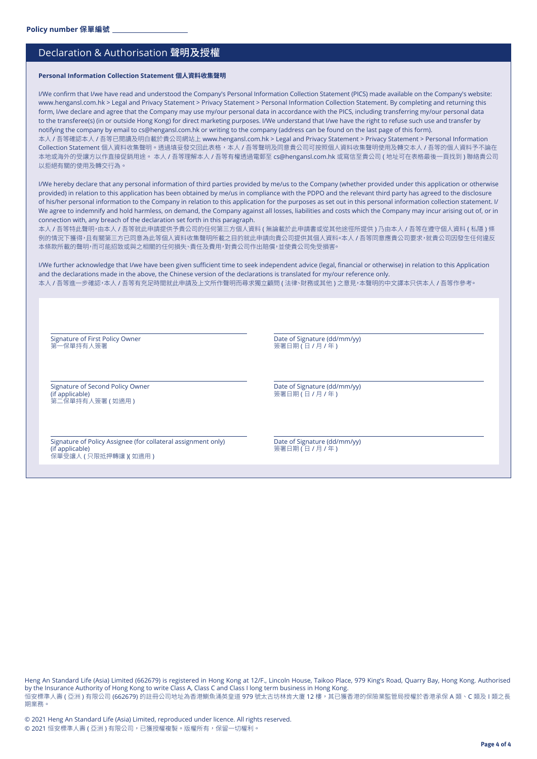**Policy number 保單編號** \_\_\_\_\_\_\_\_\_\_\_\_\_\_\_\_\_\_\_\_

## Declaration & Authorisation 聲明及授權

### Personal Information Collection Statement 個人資料收集聲明

I/We confirm that I/we have read and understood the Company's Personal Information Collection Statement (PICS) made available on the Company's website: www.hengansl.com.hk > Legal and Privacy Statement > Privacy Statement > Personal Information Collection Statement. By completing and returning this form, I/we declare and agree that the Company may use my/our personal data in accordance with the PICS, including transferring my/our personal data to the transferee(s) (in or outside Hong Kong) for direct marketing purposes. I/We understand that I/we have the right to refuse such use and transfer by notifying the company by email to cs@hengansl.com.hk or writing to the company (address can be found on the last page of this form).
本人 / 吾等確認本人 / 吾等已閱讀及明白載於貴公司網站上 www.hengansl.com.hk > Legal and Privacy Statement > Privacy Statement > Personal Information Collection Statement 個人資料收集聲明。透過填妥發交回此表格，本人 / 吾等聲明及同意貴公司可按照個人資料收集聲明使用及轉交本人 / 吾等的個人資料予不論在本地或海外的受讓方以作直接促銷用途。 本人 / 吾等理解本人 / 吾等有權透過電郵至 cs@hengansl.com.hk 或寫信至貴公司 ( 地址可在表格最後一頁找到 ) 聯絡貴公司以拒絕有關的使用及轉交行為。

I/We hereby declare that any personal information of third parties provided by me/us to the Company (whether provided under this application or otherwise provided) in relation to this application has been obtained by me/us in compliance with the PDPO and the relevant third party has agreed to the disclosure of his/her personal information to the Company in relation to this application for the purposes as set out in this personal information collection statement. I/We agree to indemnify and hold harmless, on demand, the Company against all losses, liabilities and costs which the Company may incur arising out of, or in connection with, any breach of the declaration set forth in this paragraph.
本人 / 吾等特此聲明，由本人 / 吾等就此申請提供予貴公司的任何第三方個人資料 ( 無論載於此申請書或從其他途徑所提供 ) 乃由本人 / 吾等在遵守個人資料 ( 私隱 ) 條例的情況下獲得，且有關第三方已同意為此等個人資料收集聲明所載之目的就此申請向貴公司提供其個人資料。本人 / 吾等同意應貴公司要求，就貴公司因發生任何違反本條款所載的聲明，而可能招致或與之相關的任何損失、責任及費用，對貴公司作出賠償，並使貴公司免受損害。

I/We further acknowledge that I/we have been given sufficient time to seek independent advice (legal, financial or otherwise) in relation to this Application and the declarations made in the above, the Chinese version of the declarations is translated for my/our reference only.
本人 / 吾等進一步確認，本人 / 吾等有充足時間就此申請及上文所作聲明而尋求獨立顧問 ( 法律、財務或其他 ) 之意見，本聲明的中文譯本只供本人 / 吾等作參考。

| | |
|---|---|
| Signature of First Policy Owner<br>第一保單持有人簽署 | Date of Signature (dd/mm/yy)<br>簽署日期 ( 日 / 月 / 年 ) |
| Signature of Second Policy Owner (if applicable)<br>第二保單持有人簽署 ( 如適用 ) | Date of Signature (dd/mm/yy)<br>簽署日期 ( 日 / 月 / 年 ) |
| Signature of Policy Assignee (for collateral assignment only) (if applicable)<br>保單受讓人 ( 只限抵押轉讓 )( 如適用 ) | Date of Signature (dd/mm/yy)<br>簽署日期 ( 日 / 月 / 年 ) |

Heng An Standard Life (Asia) Limited (662679) is registered in Hong Kong at 12/F., Lincoln House, Taikoo Place, 979 King's Road, Quarry Bay, Hong Kong. Authorised by the Insurance Authority of Hong Kong to write Class A, Class C and Class I long term business in Hong Kong.
恒安標準人壽 ( 亞洲 ) 有限公司 (662679) 的註冊公司地址為香港鰂魚涌英皇道 979 號太古坊林肯大廈 12 樓，其已獲香港的保險業監管局授權於香港承保 A 類、C 類及 I 類之長期業務。

© 2021 Heng An Standard Life (Asia) Limited, reproduced under licence. All rights reserved.
© 2021 恒安標準人壽 ( 亞洲 ) 有限公司，已獲授權複製。版權所有，保留一切權利。